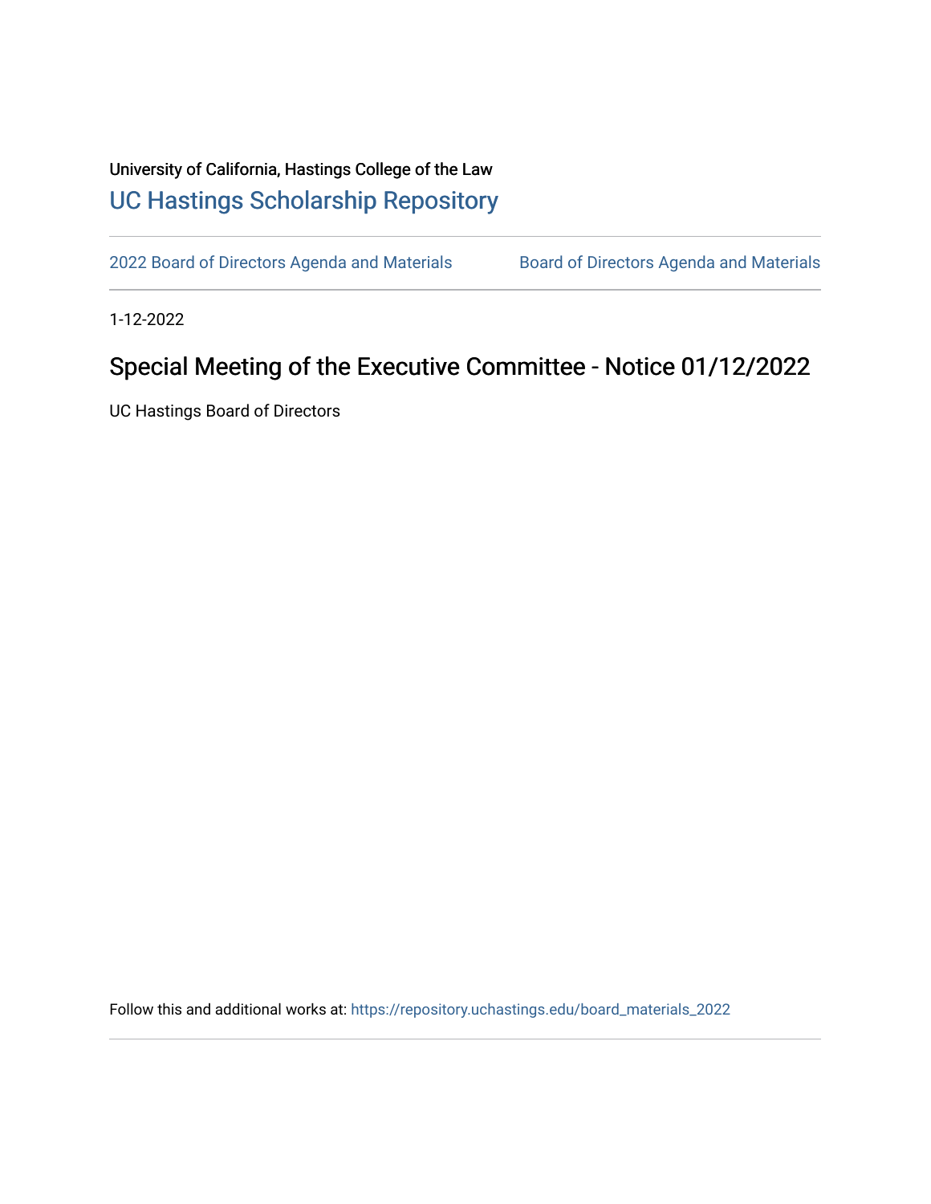University of California, Hastings College of the Law

# UC Hastings Scholarship Repository

2022 Board of Directors Agenda and Materials | Board of Directors Agenda and Materials

1-12-2022

## Special Meeting of the Executive Committee - Notice 01/12/2022

UC Hastings Board of Directors

Follow this and additional works at: https://repository.uchastings.edu/board_materials_2022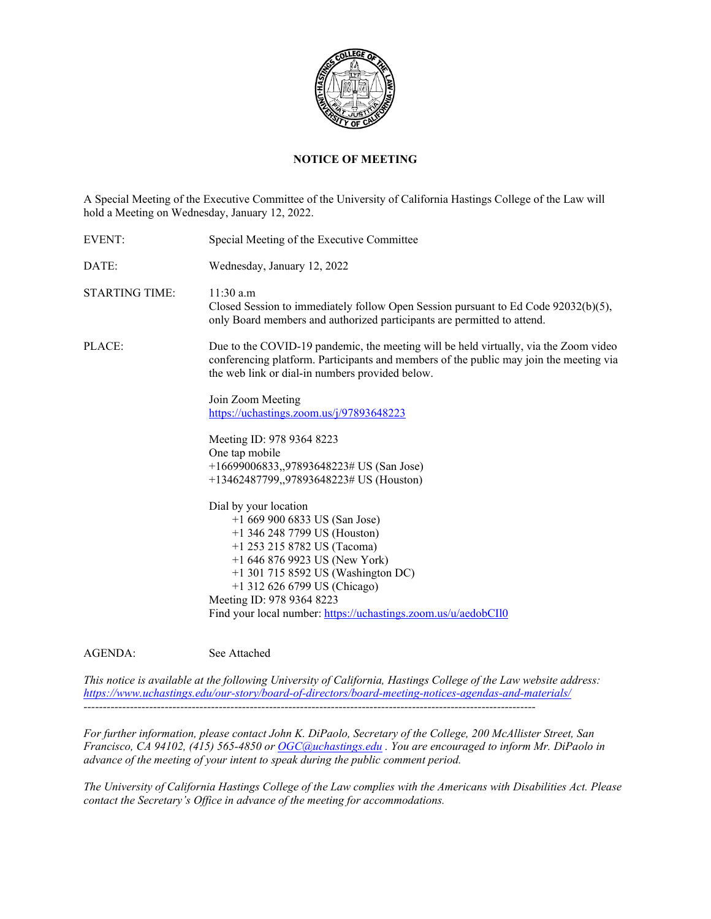# NOTICE OF MEETING

A Special Meeting of the Executive Committee of the University of California Hastings College of the Law will hold a Meeting on Wednesday, January 12, 2022.

EVENT: Special Meeting of the Executive Committee

DATE: Wednesday, January 12, 2022

STARTING TIME: 11:30 a.m
Closed Session to immediately follow Open Session pursuant to Ed Code 92032(b)(5), only Board members and authorized participants are permitted to attend.

PLACE: Due to the COVID-19 pandemic, the meeting will be held virtually, via the Zoom video conferencing platform. Participants and members of the public may join the meeting via the web link or dial-in numbers provided below.

Join Zoom Meeting
https://uchastings.zoom.us/j/97893648223

Meeting ID: 978 9364 8223
One tap mobile
+16699006833,,97893648223# US (San Jose)
+13462487799,,97893648223# US (Houston)

Dial by your location
+1 669 900 6833 US (San Jose)
+1 346 248 7799 US (Houston)
+1 253 215 8782 US (Tacoma)
+1 646 876 9923 US (New York)
+1 301 715 8592 US (Washington DC)
+1 312 626 6799 US (Chicago)
Meeting ID: 978 9364 8223
Find your local number: https://uchastings.zoom.us/u/aedobCIl0

AGENDA: See Attached

*This notice is available at the following University of California, Hastings College of the Law website address: https://www.uchastings.edu/our-story/board-of-directors/board-meeting-notices-agendas-and-materials/*

---

*For further information, please contact John K. DiPaolo, Secretary of the College, 200 McAllister Street, San Francisco, CA 94102, (415) 565-4850 or OGC@uchastings.edu . You are encouraged to inform Mr. DiPaolo in advance of the meeting of your intent to speak during the public comment period.*

*The University of California Hastings College of the Law complies with the Americans with Disabilities Act. Please contact the Secretary's Office in advance of the meeting for accommodations.*